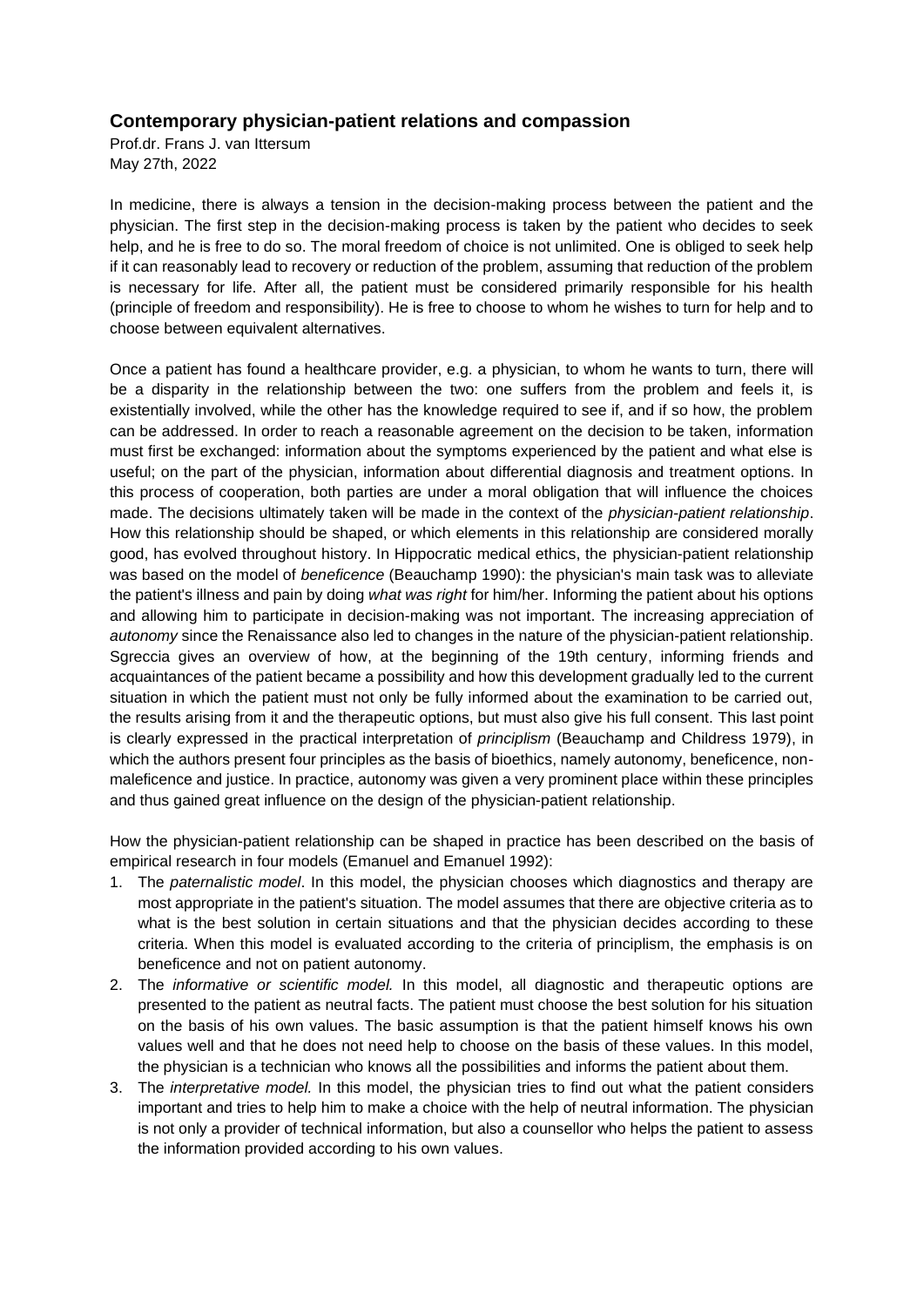## Contemporary physician-patient relations and compassion

Prof.dr. Frans J. van Ittersum
May 27th, 2022

In medicine, there is always a tension in the decision-making process between the patient and the physician. The first step in the decision-making process is taken by the patient who decides to seek help, and he is free to do so. The moral freedom of choice is not unlimited. One is obliged to seek help if it can reasonably lead to recovery or reduction of the problem, assuming that reduction of the problem is necessary for life. After all, the patient must be considered primarily responsible for his health (principle of freedom and responsibility). He is free to choose to whom he wishes to turn for help and to choose between equivalent alternatives.

Once a patient has found a healthcare provider, e.g. a physician, to whom he wants to turn, there will be a disparity in the relationship between the two: one suffers from the problem and feels it, is existentially involved, while the other has the knowledge required to see if, and if so how, the problem can be addressed. In order to reach a reasonable agreement on the decision to be taken, information must first be exchanged: information about the symptoms experienced by the patient and what else is useful; on the part of the physician, information about differential diagnosis and treatment options. In this process of cooperation, both parties are under a moral obligation that will influence the choices made. The decisions ultimately taken will be made in the context of the *physician-patient relationship*. How this relationship should be shaped, or which elements in this relationship are considered morally good, has evolved throughout history. In Hippocratic medical ethics, the physician-patient relationship was based on the model of *beneficence* (Beauchamp 1990): the physician's main task was to alleviate the patient's illness and pain by doing *what was right* for him/her. Informing the patient about his options and allowing him to participate in decision-making was not important. The increasing appreciation of *autonomy* since the Renaissance also led to changes in the nature of the physician-patient relationship. Sgreccia gives an overview of how, at the beginning of the 19th century, informing friends and acquaintances of the patient became a possibility and how this development gradually led to the current situation in which the patient must not only be fully informed about the examination to be carried out, the results arising from it and the therapeutic options, but must also give his full consent. This last point is clearly expressed in the practical interpretation of *principlism* (Beauchamp and Childress 1979), in which the authors present four principles as the basis of bioethics, namely autonomy, beneficence, non-maleficence and justice. In practice, autonomy was given a very prominent place within these principles and thus gained great influence on the design of the physician-patient relationship.

How the physician-patient relationship can be shaped in practice has been described on the basis of empirical research in four models (Emanuel and Emanuel 1992):

1. The *paternalistic model*. In this model, the physician chooses which diagnostics and therapy are most appropriate in the patient's situation. The model assumes that there are objective criteria as to what is the best solution in certain situations and that the physician decides according to these criteria. When this model is evaluated according to the criteria of principlism, the emphasis is on beneficence and not on patient autonomy.
2. The *informative or scientific model.* In this model, all diagnostic and therapeutic options are presented to the patient as neutral facts. The patient must choose the best solution for his situation on the basis of his own values. The basic assumption is that the patient himself knows his own values well and that he does not need help to choose on the basis of these values. In this model, the physician is a technician who knows all the possibilities and informs the patient about them.
3. The *interpretative model.* In this model, the physician tries to find out what the patient considers important and tries to help him to make a choice with the help of neutral information. The physician is not only a provider of technical information, but also a counsellor who helps the patient to assess the information provided according to his own values.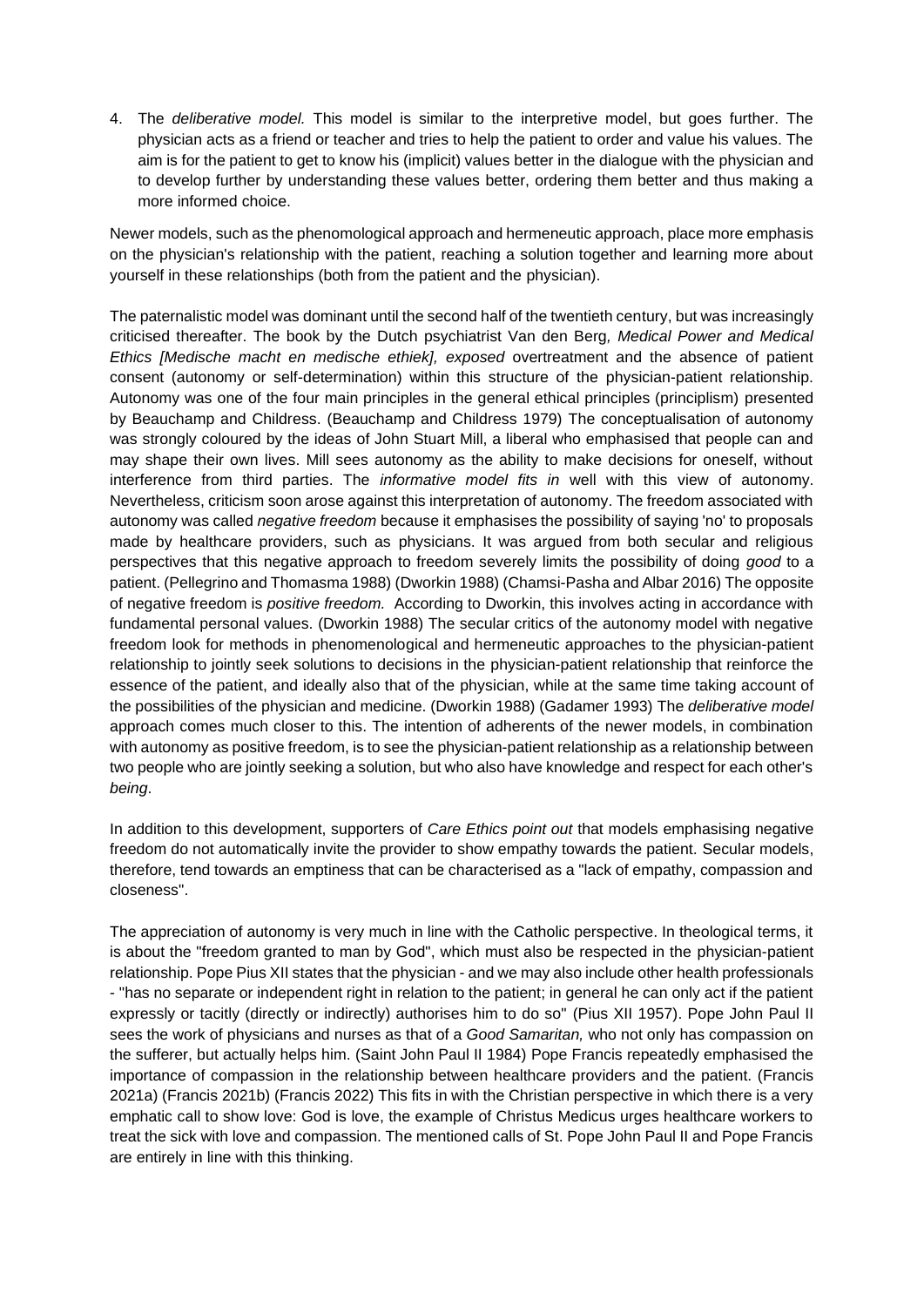4. The *deliberative model.* This model is similar to the interpretive model, but goes further. The physician acts as a friend or teacher and tries to help the patient to order and value his values. The aim is for the patient to get to know his (implicit) values better in the dialogue with the physician and to develop further by understanding these values better, ordering them better and thus making a more informed choice.

Newer models, such as the phenomological approach and hermeneutic approach, place more emphasis on the physician's relationship with the patient, reaching a solution together and learning more about yourself in these relationships (both from the patient and the physician).

The paternalistic model was dominant until the second half of the twentieth century, but was increasingly criticised thereafter. The book by the Dutch psychiatrist Van den Berg, *Medical Power and Medical Ethics [Medische macht en medische ethiek], exposed* overtreatment and the absence of patient consent (autonomy or self-determination) within this structure of the physician-patient relationship. Autonomy was one of the four main principles in the general ethical principles (principlism) presented by Beauchamp and Childress. (Beauchamp and Childress 1979) The conceptualisation of autonomy was strongly coloured by the ideas of John Stuart Mill, a liberal who emphasised that people can and may shape their own lives. Mill sees autonomy as the ability to make decisions for oneself, without interference from third parties. The *informative model fits in* well with this view of autonomy. Nevertheless, criticism soon arose against this interpretation of autonomy. The freedom associated with autonomy was called *negative freedom* because it emphasises the possibility of saying 'no' to proposals made by healthcare providers, such as physicians. It was argued from both secular and religious perspectives that this negative approach to freedom severely limits the possibility of doing *good* to a patient. (Pellegrino and Thomasma 1988) (Dworkin 1988) (Chamsi-Pasha and Albar 2016) The opposite of negative freedom is *positive freedom.* According to Dworkin, this involves acting in accordance with fundamental personal values. (Dworkin 1988) The secular critics of the autonomy model with negative freedom look for methods in phenomenological and hermeneutic approaches to the physician-patient relationship to jointly seek solutions to decisions in the physician-patient relationship that reinforce the essence of the patient, and ideally also that of the physician, while at the same time taking account of the possibilities of the physician and medicine. (Dworkin 1988) (Gadamer 1993) The *deliberative model* approach comes much closer to this. The intention of adherents of the newer models, in combination with autonomy as positive freedom, is to see the physician-patient relationship as a relationship between two people who are jointly seeking a solution, but who also have knowledge and respect for each other's *being*.

In addition to this development, supporters of *Care Ethics point out* that models emphasising negative freedom do not automatically invite the provider to show empathy towards the patient. Secular models, therefore, tend towards an emptiness that can be characterised as a "lack of empathy, compassion and closeness".

The appreciation of autonomy is very much in line with the Catholic perspective. In theological terms, it is about the "freedom granted to man by God", which must also be respected in the physician-patient relationship. Pope Pius XII states that the physician - and we may also include other health professionals - "has no separate or independent right in relation to the patient; in general he can only act if the patient expressly or tacitly (directly or indirectly) authorises him to do so" (Pius XII 1957). Pope John Paul II sees the work of physicians and nurses as that of a *Good Samaritan,* who not only has compassion on the sufferer, but actually helps him. (Saint John Paul II 1984) Pope Francis repeatedly emphasised the importance of compassion in the relationship between healthcare providers and the patient. (Francis 2021a) (Francis 2021b) (Francis 2022) This fits in with the Christian perspective in which there is a very emphatic call to show love: God is love, the example of Christus Medicus urges healthcare workers to treat the sick with love and compassion. The mentioned calls of St. Pope John Paul II and Pope Francis are entirely in line with this thinking.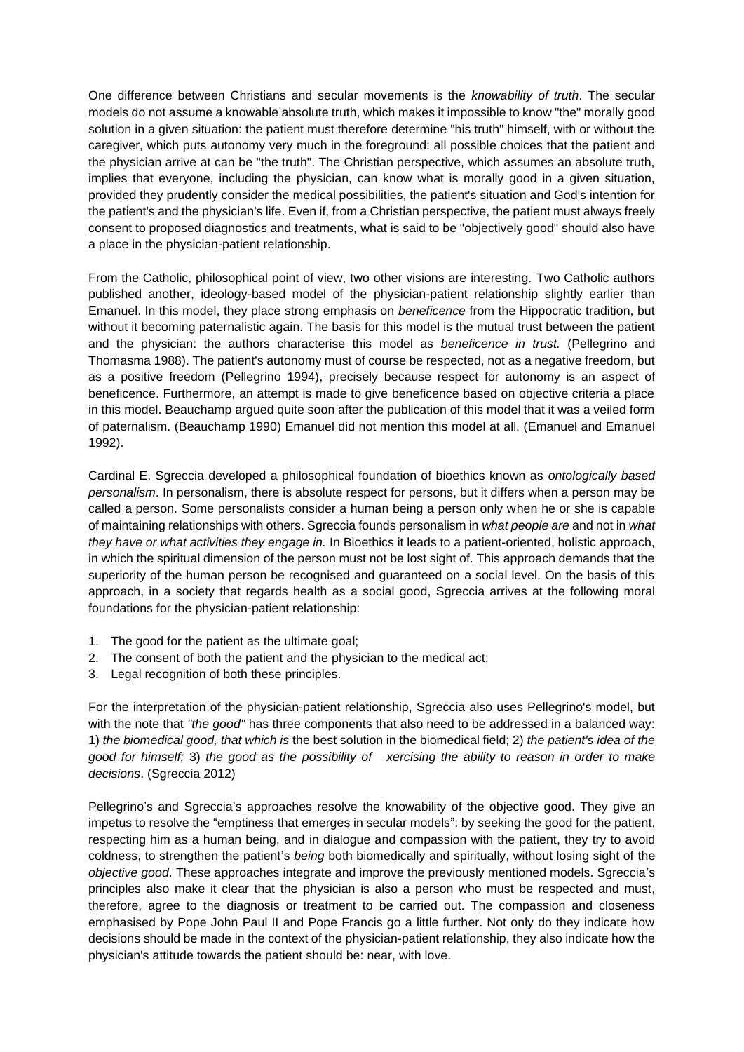One difference between Christians and secular movements is the *knowability of truth*. The secular models do not assume a knowable absolute truth, which makes it impossible to know "the" morally good solution in a given situation: the patient must therefore determine "his truth" himself, with or without the caregiver, which puts autonomy very much in the foreground: all possible choices that the patient and the physician arrive at can be "the truth". The Christian perspective, which assumes an absolute truth, implies that everyone, including the physician, can know what is morally good in a given situation, provided they prudently consider the medical possibilities, the patient's situation and God's intention for the patient's and the physician's life. Even if, from a Christian perspective, the patient must always freely consent to proposed diagnostics and treatments, what is said to be "objectively good" should also have a place in the physician-patient relationship.

From the Catholic, philosophical point of view, two other visions are interesting. Two Catholic authors published another, ideology-based model of the physician-patient relationship slightly earlier than Emanuel. In this model, they place strong emphasis on *beneficence* from the Hippocratic tradition, but without it becoming paternalistic again. The basis for this model is the mutual trust between the patient and the physician: the authors characterise this model as *beneficence in trust.* (Pellegrino and Thomasma 1988). The patient's autonomy must of course be respected, not as a negative freedom, but as a positive freedom (Pellegrino 1994), precisely because respect for autonomy is an aspect of beneficence. Furthermore, an attempt is made to give beneficence based on objective criteria a place in this model. Beauchamp argued quite soon after the publication of this model that it was a veiled form of paternalism. (Beauchamp 1990) Emanuel did not mention this model at all. (Emanuel and Emanuel 1992).

Cardinal E. Sgreccia developed a philosophical foundation of bioethics known as *ontologically based personalism*. In personalism, there is absolute respect for persons, but it differs when a person may be called a person. Some personalists consider a human being a person only when he or she is capable of maintaining relationships with others. Sgreccia founds personalism in *what people are* and not in *what they have or what activities they engage in.* In Bioethics it leads to a patient-oriented, holistic approach, in which the spiritual dimension of the person must not be lost sight of. This approach demands that the superiority of the human person be recognised and guaranteed on a social level. On the basis of this approach, in a society that regards health as a social good, Sgreccia arrives at the following moral foundations for the physician-patient relationship:

1. The good for the patient as the ultimate goal;
2. The consent of both the patient and the physician to the medical act;
3. Legal recognition of both these principles.

For the interpretation of the physician-patient relationship, Sgreccia also uses Pellegrino's model, but with the note that *"the good"* has three components that also need to be addressed in a balanced way: 1) *the biomedical good, that which is* the best solution in the biomedical field; 2) *the patient's idea of the good for himself;* 3) *the good as the possibility of xercising the ability to reason in order to make decisions*. (Sgreccia 2012)

Pellegrino's and Sgreccia's approaches resolve the knowability of the objective good. They give an impetus to resolve the "emptiness that emerges in secular models": by seeking the good for the patient, respecting him as a human being, and in dialogue and compassion with the patient, they try to avoid coldness, to strengthen the patient's *being* both biomedically and spiritually, without losing sight of the *objective good*. These approaches integrate and improve the previously mentioned models. Sgreccia's principles also make it clear that the physician is also a person who must be respected and must, therefore, agree to the diagnosis or treatment to be carried out. The compassion and closeness emphasised by Pope John Paul II and Pope Francis go a little further. Not only do they indicate how decisions should be made in the context of the physician-patient relationship, they also indicate how the physician's attitude towards the patient should be: near, with love.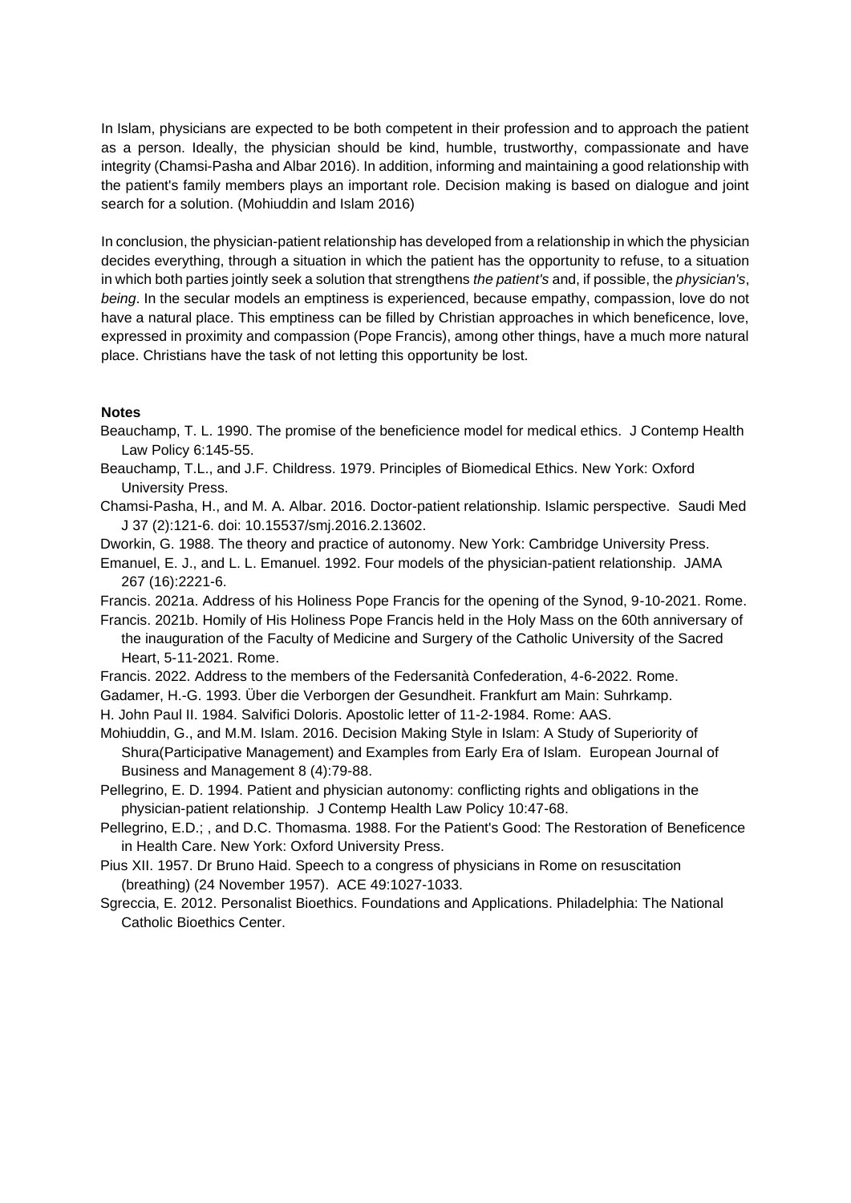In Islam, physicians are expected to be both competent in their profession and to approach the patient as a person. Ideally, the physician should be kind, humble, trustworthy, compassionate and have integrity (Chamsi-Pasha and Albar 2016). In addition, informing and maintaining a good relationship with the patient's family members plays an important role. Decision making is based on dialogue and joint search for a solution. (Mohiuddin and Islam 2016)

In conclusion, the physician-patient relationship has developed from a relationship in which the physician decides everything, through a situation in which the patient has the opportunity to refuse, to a situation in which both parties jointly seek a solution that strengthens *the patient's* and, if possible, the *physician's*, *being*. In the secular models an emptiness is experienced, because empathy, compassion, love do not have a natural place. This emptiness can be filled by Christian approaches in which beneficence, love, expressed in proximity and compassion (Pope Francis), among other things, have a much more natural place. Christians have the task of not letting this opportunity be lost.

**Notes**

Beauchamp, T. L. 1990. The promise of the beneficience model for medical ethics. J Contemp Health Law Policy 6:145-55.

Beauchamp, T.L., and J.F. Childress. 1979. Principles of Biomedical Ethics. New York: Oxford University Press.

Chamsi-Pasha, H., and M. A. Albar. 2016. Doctor-patient relationship. Islamic perspective. Saudi Med J 37 (2):121-6. doi: 10.15537/smj.2016.2.13602.

Dworkin, G. 1988. The theory and practice of autonomy. New York: Cambridge University Press.

Emanuel, E. J., and L. L. Emanuel. 1992. Four models of the physician-patient relationship. JAMA 267 (16):2221-6.

Francis. 2021a. Address of his Holiness Pope Francis for the opening of the Synod, 9-10-2021. Rome.

Francis. 2021b. Homily of His Holiness Pope Francis held in the Holy Mass on the 60th anniversary of the inauguration of the Faculty of Medicine and Surgery of the Catholic University of the Sacred Heart, 5-11-2021. Rome.

Francis. 2022. Address to the members of the Federsanità Confederation, 4-6-2022. Rome.

Gadamer, H.-G. 1993. Über die Verborgen der Gesundheit. Frankfurt am Main: Suhrkamp.

H. John Paul II. 1984. Salvifici Doloris. Apostolic letter of 11-2-1984. Rome: AAS.

Mohiuddin, G., and M.M. Islam. 2016. Decision Making Style in Islam: A Study of Superiority of Shura(Participative Management) and Examples from Early Era of Islam. European Journal of Business and Management 8 (4):79-88.

Pellegrino, E. D. 1994. Patient and physician autonomy: conflicting rights and obligations in the physician-patient relationship. J Contemp Health Law Policy 10:47-68.

Pellegrino, E.D.; , and D.C. Thomasma. 1988. For the Patient's Good: The Restoration of Beneficence in Health Care. New York: Oxford University Press.

Pius XII. 1957. Dr Bruno Haid. Speech to a congress of physicians in Rome on resuscitation (breathing) (24 November 1957). ACE 49:1027-1033.

Sgreccia, E. 2012. Personalist Bioethics. Foundations and Applications. Philadelphia: The National Catholic Bioethics Center.